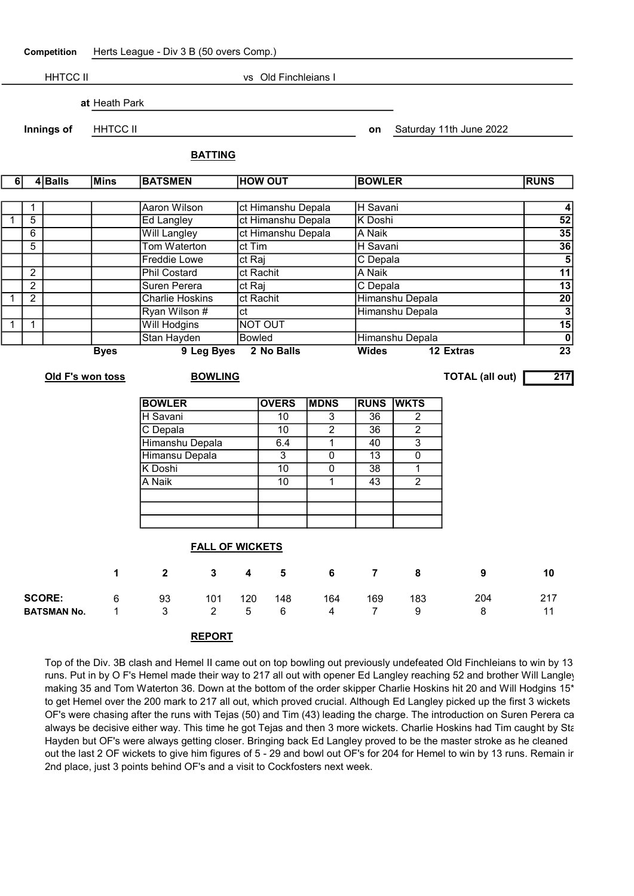**Competition** Herts League - Div 3 B (50 overs Comp.)

HHTCC II vs Old Finchleians I

**at** Heath Park

**Innings of** HHTCC II **on** Saturday 11th June 2022

## BATTING

| 6 | 4 | Balls | Mins | BATSMEN | HOW OUT | BOWLER | RUNS |
|---|---|---|---|---|---|---|---|
| | 1 | | | Aaron Wilson | ct Himanshu Depala | H Savani | 4 |
| 1 | 5 | | | Ed Langley | ct Himanshu Depala | K Doshi | 52 |
| | 6 | | | Will Langley | ct Himanshu Depala | A Naik | 35 |
| | 5 | | | Tom Waterton | ct Tim | H Savani | 36 |
| | | | | Freddie Lowe | ct Raj | C Depala | 5 |
| | 2 | | | Phil Costard | ct Rachit | A Naik | 11 |
| | 2 | | | Suren Perera | ct Raj | C Depala | 13 |
| 1 | 2 | | | Charlie Hoskins | ct Rachit | Himanshu Depala | 20 |
| | | | | Ryan Wilson # | ct | Himanshu Depala | 3 |
| 1 | 1 | | | Will Hodgins | NOT OUT | | 15 |
| | | | | Stan Hayden | Bowled | Himanshu Depala | 0 |

**Byes** 9 **Leg Byes** 2 **No Balls** **Wides** 12 **Extras** 23

**Old F's won toss**

**TOTAL (all out)** 217

## BOWLING

| BOWLER | OVERS | MDNS | RUNS | WKTS |
|---|---|---|---|---|
| H Savani | 10 | 3 | 36 | 2 |
| C Depala | 10 | 2 | 36 | 2 |
| Himanshu Depala | 6.4 | 1 | 40 | 3 |
| Himansu Depala | 3 | 0 | 13 | 0 |
| K Doshi | 10 | 0 | 38 | 1 |
| A Naik | 10 | 1 | 43 | 2 |

## FALL OF WICKETS

| | 1 | 2 | 3 | 4 | 5 | 6 | 7 | 8 | 9 | 10 |
|---|---|---|---|---|---|---|---|---|---|---|
| **SCORE:** | 6 | 93 | 101 | 120 | 148 | 164 | 169 | 183 | 204 | 217 |
| **BATSMAN No.** | 1 | 3 | 2 | 5 | 6 | 4 | 7 | 9 | 8 | 11 |

## REPORT

Top of the Div. 3B clash and Hemel II came out on top bowling out previously undefeated Old Finchleians to win by 13 runs. Put in by O F's Hemel made their way to 217 all out with opener Ed Langley reaching 52 and brother Will Langley making 35 and Tom Waterton 36. Down at the bottom of the order skipper Charlie Hoskins hit 20 and Will Hodgins 15* to get Hemel over the 200 mark to 217 all out, which proved crucial. Although Ed Langley picked up the first 3 wickets OF's were chasing after the runs with Tejas (50) and Tim (43) leading the charge. The introduction on Suren Perera ca always be decisive either way. This time he got Tejas and then 3 more wickets. Charlie Hoskins had Tim caught by Sta Hayden but OF's were always getting closer. Bringing back Ed Langley proved to be the master stroke as he cleaned out the last 2 OF wickets to give him figures of 5 - 29 and bowl out OF's for 204 for Hemel to win by 13 runs. Remain ir 2nd place, just 3 points behind OF's and a visit to Cockfosters next week.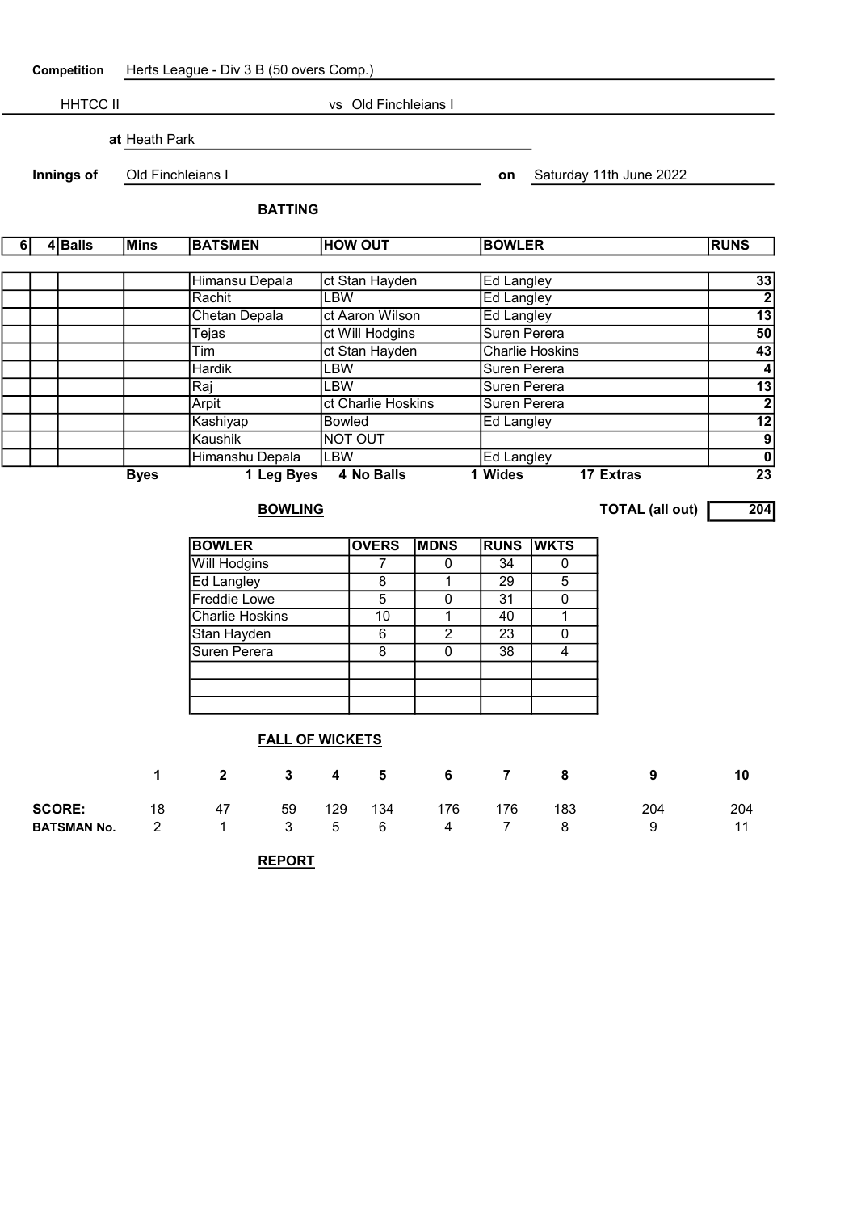**Competition** Herts League - Div 3 B (50 overs Comp.)

HHTCC II vs Old Finchleians I

**at** Heath Park

**Innings of** Old Finchleians I **on** Saturday 11th June 2022

**BATTING**

| 6 | 4 | Balls | Mins | BATSMEN | HOW OUT | BOWLER | RUNS |
|---|---|---|---|---|---|---|---|
| | | | | Himansu Depala | ct Stan Hayden | Ed Langley | 33 |
| | | | | Rachit | LBW | Ed Langley | 2 |
| | | | | Chetan Depala | ct Aaron Wilson | Ed Langley | 13 |
| | | | | Tejas | ct Will Hodgins | Suren Perera | 50 |
| | | | | Tim | ct Stan Hayden | Charlie Hoskins | 43 |
| | | | | Hardik | LBW | Suren Perera | 4 |
| | | | | Raj | LBW | Suren Perera | 13 |
| | | | | Arpit | ct Charlie Hoskins | Suren Perera | 2 |
| | | | | Kashiyap | Bowled | Ed Langley | 12 |
| | | | | Kaushik | NOT OUT | | 9 |
| | | | | Himanshu Depala | LBW | Ed Langley | 0 |

**Byes** 1 **Leg Byes** 4 **No Balls** 1 **Wides** 17 **Extras** 23

**TOTAL (all out)** 204

**BOWLING**

| BOWLER | OVERS | MDNS | RUNS | WKTS |
|---|---|---|---|---|
| Will Hodgins | 7 | 0 | 34 | 0 |
| Ed Langley | 8 | 1 | 29 | 5 |
| Freddie Lowe | 5 | 0 | 31 | 0 |
| Charlie Hoskins | 10 | 1 | 40 | 1 |
| Stan Hayden | 6 | 2 | 23 | 0 |
| Suren Perera | 8 | 0 | 38 | 4 |
| | | | | |
| | | | | |
| | | | | |

**FALL OF WICKETS**

| | 1 | 2 | 3 | 4 | 5 | 6 | 7 | 8 | 9 | 10 |
|---|---|---|---|---|---|---|---|---|---|---|
| **SCORE:** | 18 | 47 | 59 | 129 | 134 | 176 | 176 | 183 | 204 | 204 |
| **BATSMAN No.** | 2 | 1 | 3 | 5 | 6 | 4 | 7 | 8 | 9 | 11 |

**REPORT**